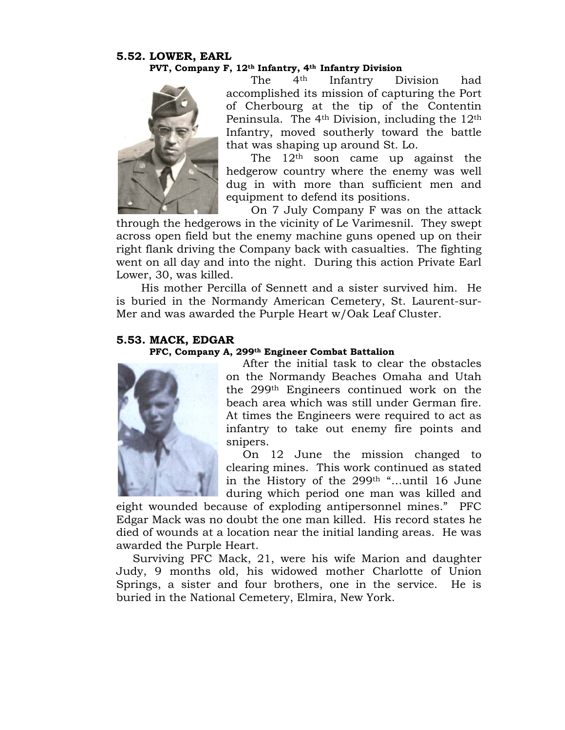### 5.52. LOWER, EARL

**PVT, Company F, 12th Infantry, 4th Infantry Division**

The 4th Infantry Division had accomplished its mission of capturing the Port of Cherbourg at the tip of the Contentin Peninsula. The 4th Division, including the 12th Infantry, moved southerly toward the battle that was shaping up around St. Lo.

The 12th soon came up against the hedgerow country where the enemy was well dug in with more than sufficient men and equipment to defend its positions.

On 7 July Company F was on the attack through the hedgerows in the vicinity of Le Varimesnil. They swept across open field but the enemy machine guns opened up on their right flank driving the Company back with casualties. The fighting went on all day and into the night. During this action Private Earl Lower, 30, was killed.

His mother Percilla of Sennett and a sister survived him. He is buried in the Normandy American Cemetery, St. Laurent-sur-Mer and was awarded the Purple Heart w/Oak Leaf Cluster.

### 5.53. MACK, EDGAR

**PFC, Company A, 299th Engineer Combat Battalion**

After the initial task to clear the obstacles on the Normandy Beaches Omaha and Utah the 299th Engineers continued work on the beach area which was still under German fire. At times the Engineers were required to act as infantry to take out enemy fire points and snipers.

On 12 June the mission changed to clearing mines. This work continued as stated in the History of the 299th "…until 16 June during which period one man was killed and eight wounded because of exploding antipersonnel mines." PFC Edgar Mack was no doubt the one man killed. His record states he died of wounds at a location near the initial landing areas. He was awarded the Purple Heart.

Surviving PFC Mack, 21, were his wife Marion and daughter Judy, 9 months old, his widowed mother Charlotte of Union Springs, a sister and four brothers, one in the service. He is buried in the National Cemetery, Elmira, New York.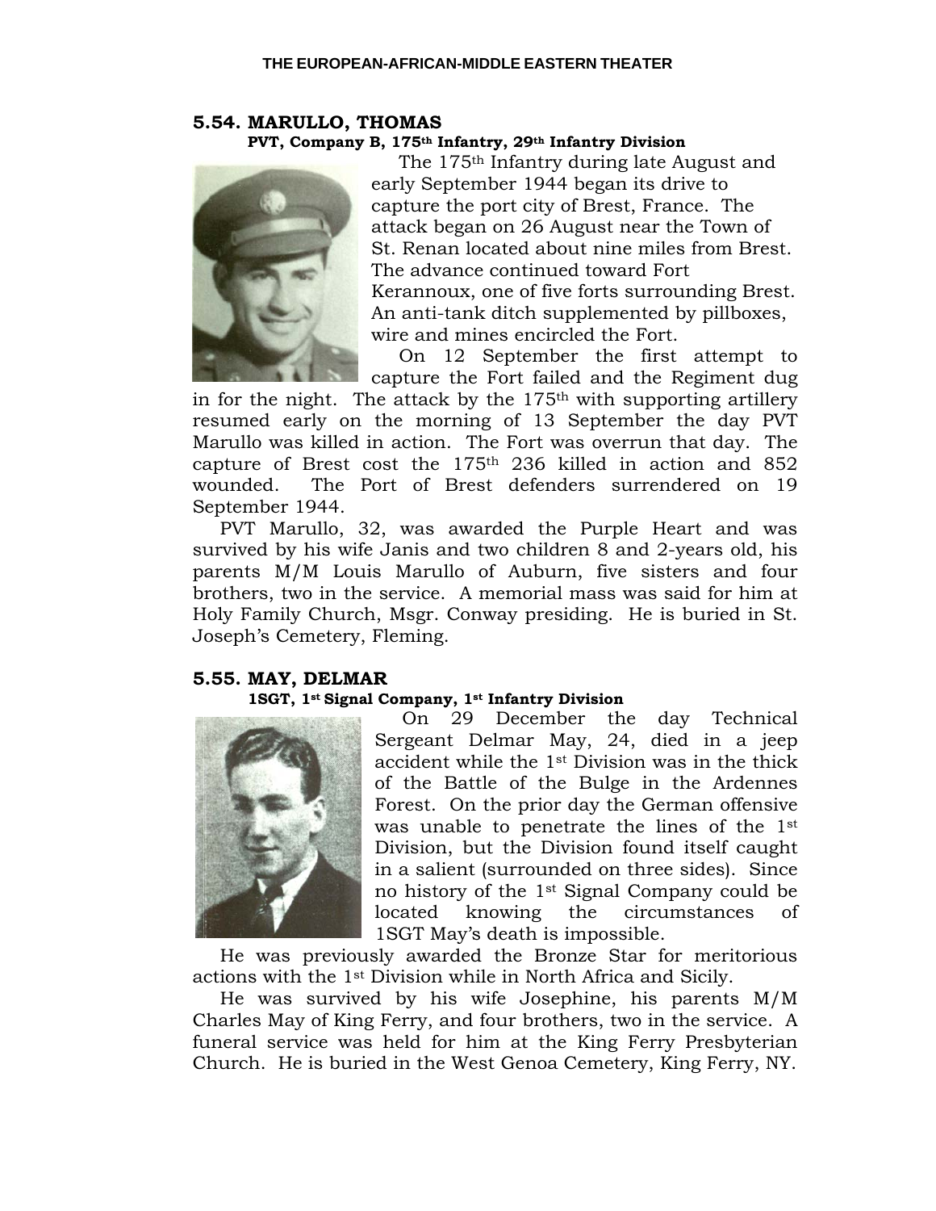### 5.54. MARULLO, THOMAS

**PVT, Company B, 175th Infantry, 29th Infantry Division**

The 175th Infantry during late August and early September 1944 began its drive to capture the port city of Brest, France. The attack began on 26 August near the Town of St. Renan located about nine miles from Brest. The advance continued toward Fort Kerannoux, one of five forts surrounding Brest. An anti-tank ditch supplemented by pillboxes, wire and mines encircled the Fort.

On 12 September the first attempt to capture the Fort failed and the Regiment dug in for the night. The attack by the 175th with supporting artillery resumed early on the morning of 13 September the day PVT Marullo was killed in action. The Fort was overrun that day. The capture of Brest cost the 175th 236 killed in action and 852 wounded. The Port of Brest defenders surrendered on 19 September 1944.

PVT Marullo, 32, was awarded the Purple Heart and was survived by his wife Janis and two children 8 and 2-years old, his parents M/M Louis Marullo of Auburn, five sisters and four brothers, two in the service. A memorial mass was said for him at Holy Family Church, Msgr. Conway presiding. He is buried in St. Joseph's Cemetery, Fleming.

### 5.55. MAY, DELMAR

**1SGT, 1st Signal Company, 1st Infantry Division**

On 29 December the day Technical Sergeant Delmar May, 24, died in a jeep accident while the 1st Division was in the thick of the Battle of the Bulge in the Ardennes Forest. On the prior day the German offensive was unable to penetrate the lines of the 1st Division, but the Division found itself caught in a salient (surrounded on three sides). Since no history of the 1st Signal Company could be located knowing the circumstances of 1SGT May's death is impossible.

He was previously awarded the Bronze Star for meritorious actions with the 1st Division while in North Africa and Sicily.

He was survived by his wife Josephine, his parents M/M Charles May of King Ferry, and four brothers, two in the service. A funeral service was held for him at the King Ferry Presbyterian Church. He is buried in the West Genoa Cemetery, King Ferry, NY.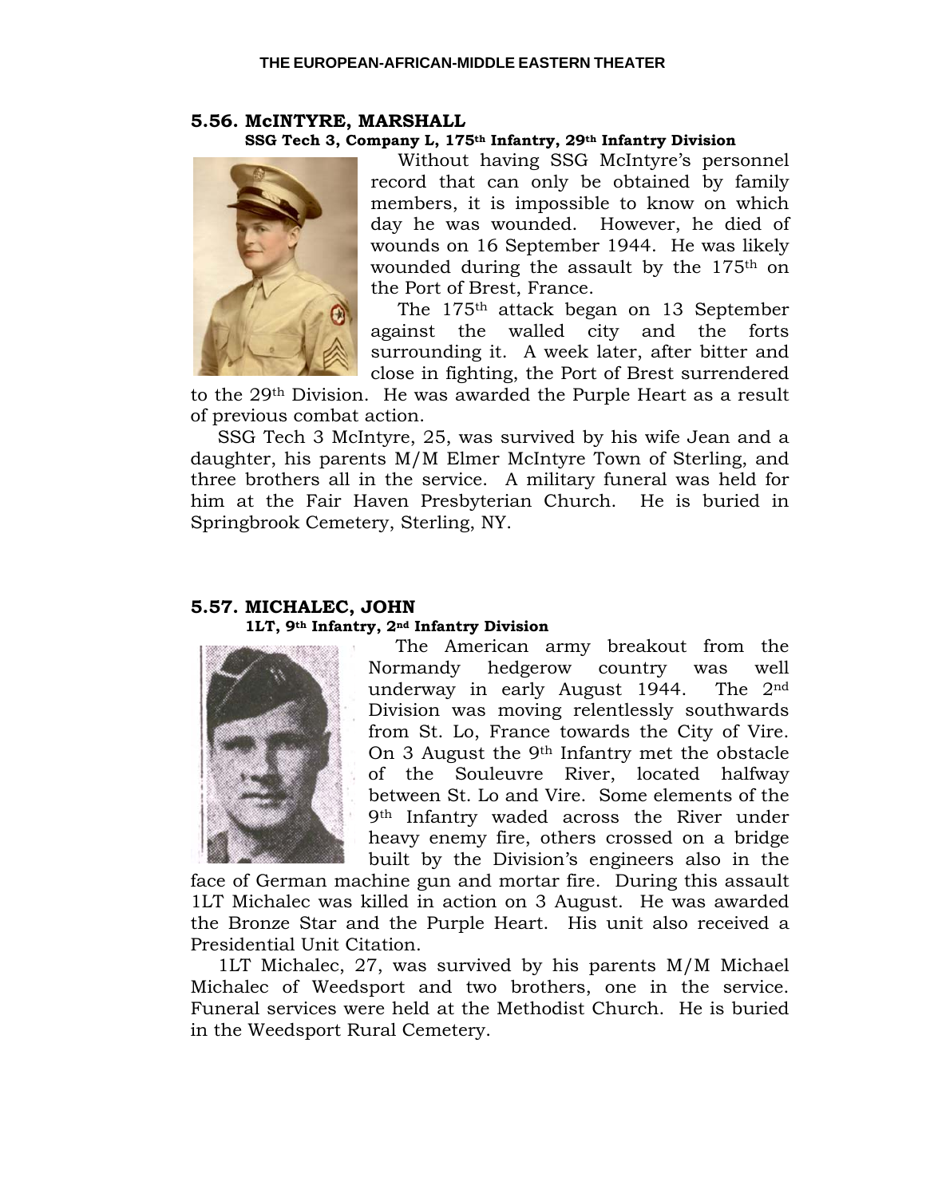### 5.56. McINTYRE, MARSHALL

**SSG Tech 3, Company L, 175th Infantry, 29th Infantry Division**

Without having SSG McIntyre's personnel record that can only be obtained by family members, it is impossible to know on which day he was wounded. However, he died of wounds on 16 September 1944. He was likely wounded during the assault by the 175th on the Port of Brest, France.

The 175th attack began on 13 September against the walled city and the forts surrounding it. A week later, after bitter and close in fighting, the Port of Brest surrendered to the 29th Division. He was awarded the Purple Heart as a result of previous combat action.

SSG Tech 3 McIntyre, 25, was survived by his wife Jean and a daughter, his parents M/M Elmer McIntyre Town of Sterling, and three brothers all in the service. A military funeral was held for him at the Fair Haven Presbyterian Church. He is buried in Springbrook Cemetery, Sterling, NY.

### 5.57. MICHALEC, JOHN

**1LT, 9th Infantry, 2nd Infantry Division**

The American army breakout from the Normandy hedgerow country was well underway in early August 1944. The 2nd Division was moving relentlessly southwards from St. Lo, France towards the City of Vire. On 3 August the 9th Infantry met the obstacle of the Souleuvre River, located halfway between St. Lo and Vire. Some elements of the 9th Infantry waded across the River under heavy enemy fire, others crossed on a bridge built by the Division's engineers also in the face of German machine gun and mortar fire. During this assault 1LT Michalec was killed in action on 3 August. He was awarded the Bronze Star and the Purple Heart. His unit also received a Presidential Unit Citation.

1LT Michalec, 27, was survived by his parents M/M Michael Michalec of Weedsport and two brothers, one in the service. Funeral services were held at the Methodist Church. He is buried in the Weedsport Rural Cemetery.